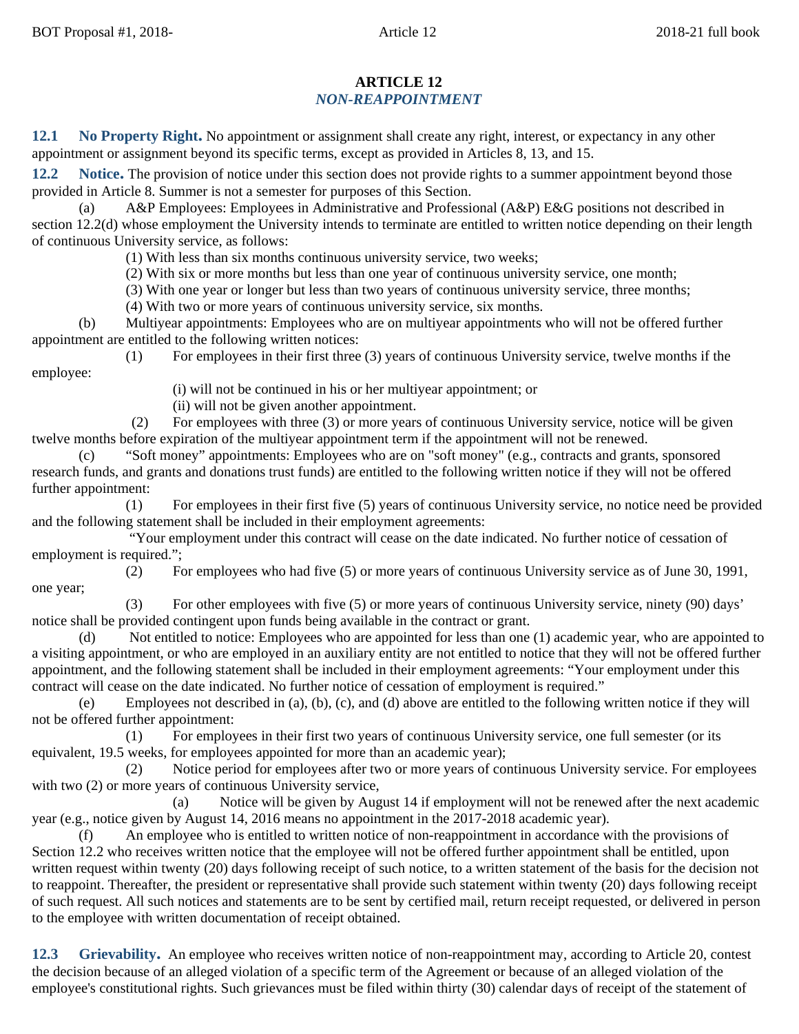# ARTICLE 12
## *NON-REAPPOINTMENT*

**12.1 No Property Right.** No appointment or assignment shall create any right, interest, or expectancy in any other appointment or assignment beyond its specific terms, except as provided in Articles 8, 13, and 15.

**12.2 Notice.** The provision of notice under this section does not provide rights to a summer appointment beyond those provided in Article 8. Summer is not a semester for purposes of this Section.

(a) A&P Employees: Employees in Administrative and Professional (A&P) E&G positions not described in section 12.2(d) whose employment the University intends to terminate are entitled to written notice depending on their length of continuous University service, as follows:

(1) With less than six months continuous university service, two weeks;

(2) With six or more months but less than one year of continuous university service, one month;

(3) With one year or longer but less than two years of continuous university service, three months;

(4) With two or more years of continuous university service, six months.

(b) Multiyear appointments: Employees who are on multiyear appointments who will not be offered further appointment are entitled to the following written notices:

(1) For employees in their first three (3) years of continuous University service, twelve months if the employee:

(i) will not be continued in his or her multiyear appointment; or

(ii) will not be given another appointment.

(2) For employees with three (3) or more years of continuous University service, notice will be given twelve months before expiration of the multiyear appointment term if the appointment will not be renewed.

(c) "Soft money" appointments: Employees who are on "soft money" (e.g., contracts and grants, sponsored research funds, and grants and donations trust funds) are entitled to the following written notice if they will not be offered further appointment:

(1) For employees in their first five (5) years of continuous University service, no notice need be provided and the following statement shall be included in their employment agreements:

"Your employment under this contract will cease on the date indicated. No further notice of cessation of employment is required.";

(2) For employees who had five (5) or more years of continuous University service as of June 30, 1991, one year;

(3) For other employees with five (5) or more years of continuous University service, ninety (90) days' notice shall be provided contingent upon funds being available in the contract or grant.

(d) Not entitled to notice: Employees who are appointed for less than one (1) academic year, who are appointed to a visiting appointment, or who are employed in an auxiliary entity are not entitled to notice that they will not be offered further appointment, and the following statement shall be included in their employment agreements: "Your employment under this contract will cease on the date indicated. No further notice of cessation of employment is required."

(e) Employees not described in (a), (b), (c), and (d) above are entitled to the following written notice if they will not be offered further appointment:

(1) For employees in their first two years of continuous University service, one full semester (or its equivalent, 19.5 weeks, for employees appointed for more than an academic year);

(2) Notice period for employees after two or more years of continuous University service. For employees with two (2) or more years of continuous University service,

(a) Notice will be given by August 14 if employment will not be renewed after the next academic year (e.g., notice given by August 14, 2016 means no appointment in the 2017-2018 academic year).

(f) An employee who is entitled to written notice of non-reappointment in accordance with the provisions of Section 12.2 who receives written notice that the employee will not be offered further appointment shall be entitled, upon written request within twenty (20) days following receipt of such notice, to a written statement of the basis for the decision not to reappoint. Thereafter, the president or representative shall provide such statement within twenty (20) days following receipt of such request. All such notices and statements are to be sent by certified mail, return receipt requested, or delivered in person to the employee with written documentation of receipt obtained.

**12.3 Grievability.** An employee who receives written notice of non-reappointment may, according to Article 20, contest the decision because of an alleged violation of a specific term of the Agreement or because of an alleged violation of the employee's constitutional rights. Such grievances must be filed within thirty (30) calendar days of receipt of the statement of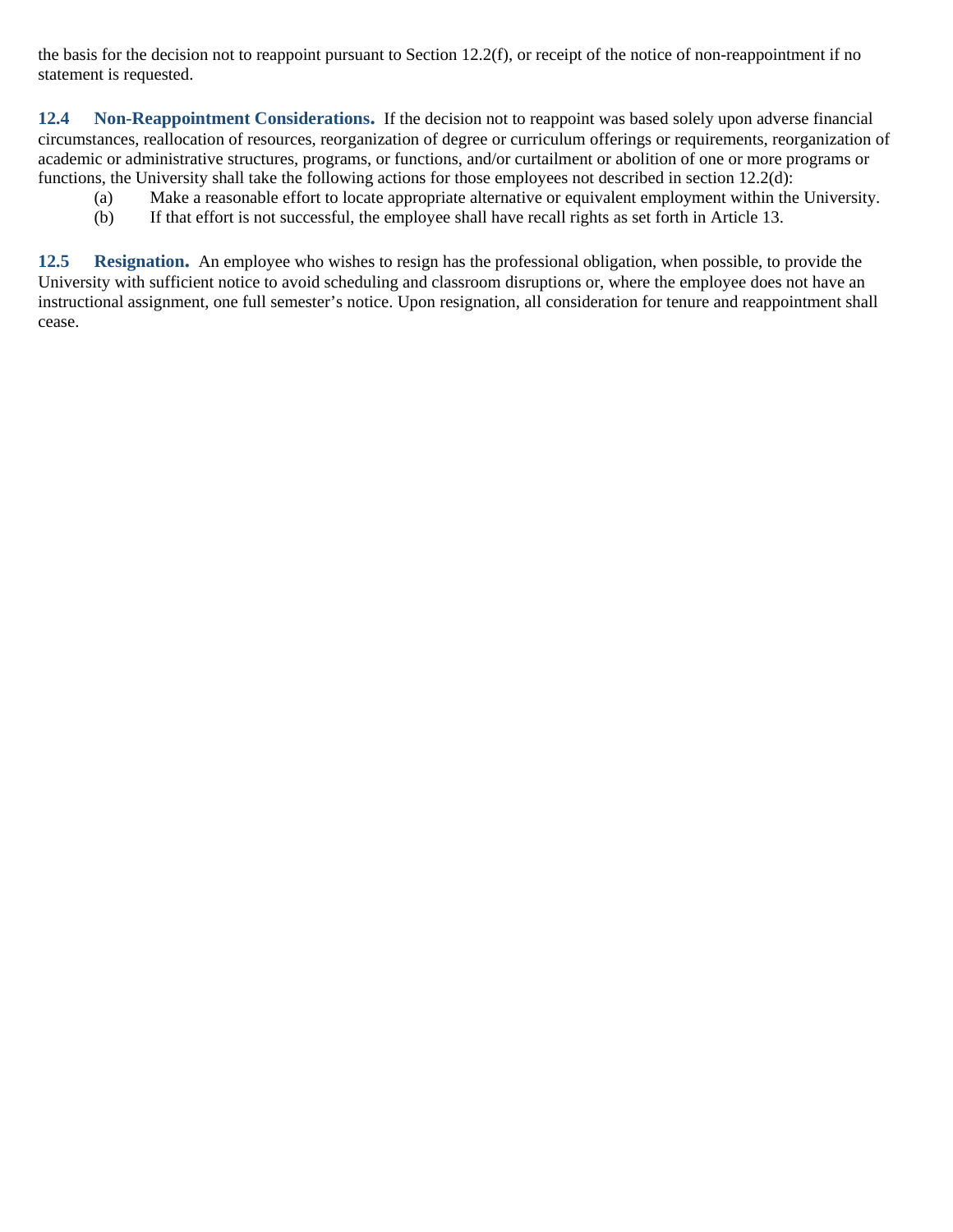the basis for the decision not to reappoint pursuant to Section 12.2(f), or receipt of the notice of non-reappointment if no statement is requested.

**12.4 Non-Reappointment Considerations.** If the decision not to reappoint was based solely upon adverse financial circumstances, reallocation of resources, reorganization of degree or curriculum offerings or requirements, reorganization of academic or administrative structures, programs, or functions, and/or curtailment or abolition of one or more programs or functions, the University shall take the following actions for those employees not described in section 12.2(d):

(a) Make a reasonable effort to locate appropriate alternative or equivalent employment within the University.

(b) If that effort is not successful, the employee shall have recall rights as set forth in Article 13.

**12.5 Resignation.** An employee who wishes to resign has the professional obligation, when possible, to provide the University with sufficient notice to avoid scheduling and classroom disruptions or, where the employee does not have an instructional assignment, one full semester's notice. Upon resignation, all consideration for tenure and reappointment shall cease.